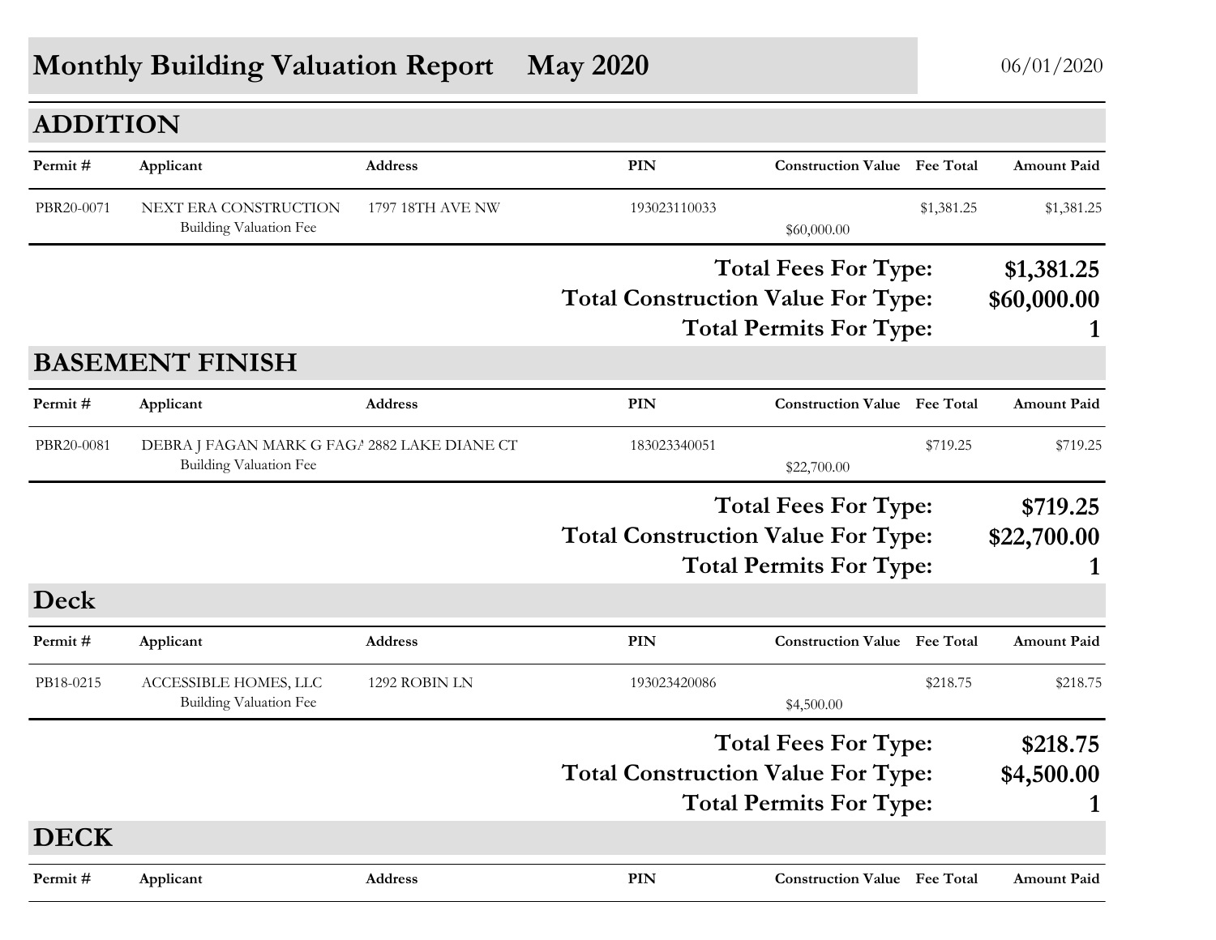# Monthly Building Valuation Report May 2020

06/01/2020

## ADDITION

| Permit # | Applicant | Address | PIN | Construction Value | Fee Total | Amount Paid |
|---|---|---|---|---|---|---|
| PBR20-0071 | NEXT ERA CONSTRUCTION | 1797 18TH AVE NW | 193023110033 | | $1,381.25 | $1,381.25 |
| | Building Valuation Fee | | | $60,000.00 | | |

**Total Fees For Type: $1,381.25**
**Total Construction Value For Type: $60,000.00**
**Total Permits For Type: 1**

## BASEMENT FINISH

| Permit # | Applicant | Address | PIN | Construction Value | Fee Total | Amount Paid |
|---|---|---|---|---|---|---|
| PBR20-0081 | DEBRA J FAGAN MARK G FAGA | 2882 LAKE DIANE CT | 183023340051 | | $719.25 | $719.25 |
| | Building Valuation Fee | | | $22,700.00 | | |

**Total Fees For Type: $719.25**
**Total Construction Value For Type: $22,700.00**
**Total Permits For Type: 1**

## Deck

| Permit # | Applicant | Address | PIN | Construction Value | Fee Total | Amount Paid |
|---|---|---|---|---|---|---|
| PB18-0215 | ACCESSIBLE HOMES, LLC | 1292 ROBIN LN | 193023420086 | | $218.75 | $218.75 |
| | Building Valuation Fee | | | $4,500.00 | | |

**Total Fees For Type: $218.75**
**Total Construction Value For Type: $4,500.00**
**Total Permits For Type: 1**

## DECK

| Permit # | Applicant | Address | PIN | Construction Value | Fee Total | Amount Paid |
|---|---|---|---|---|---|---|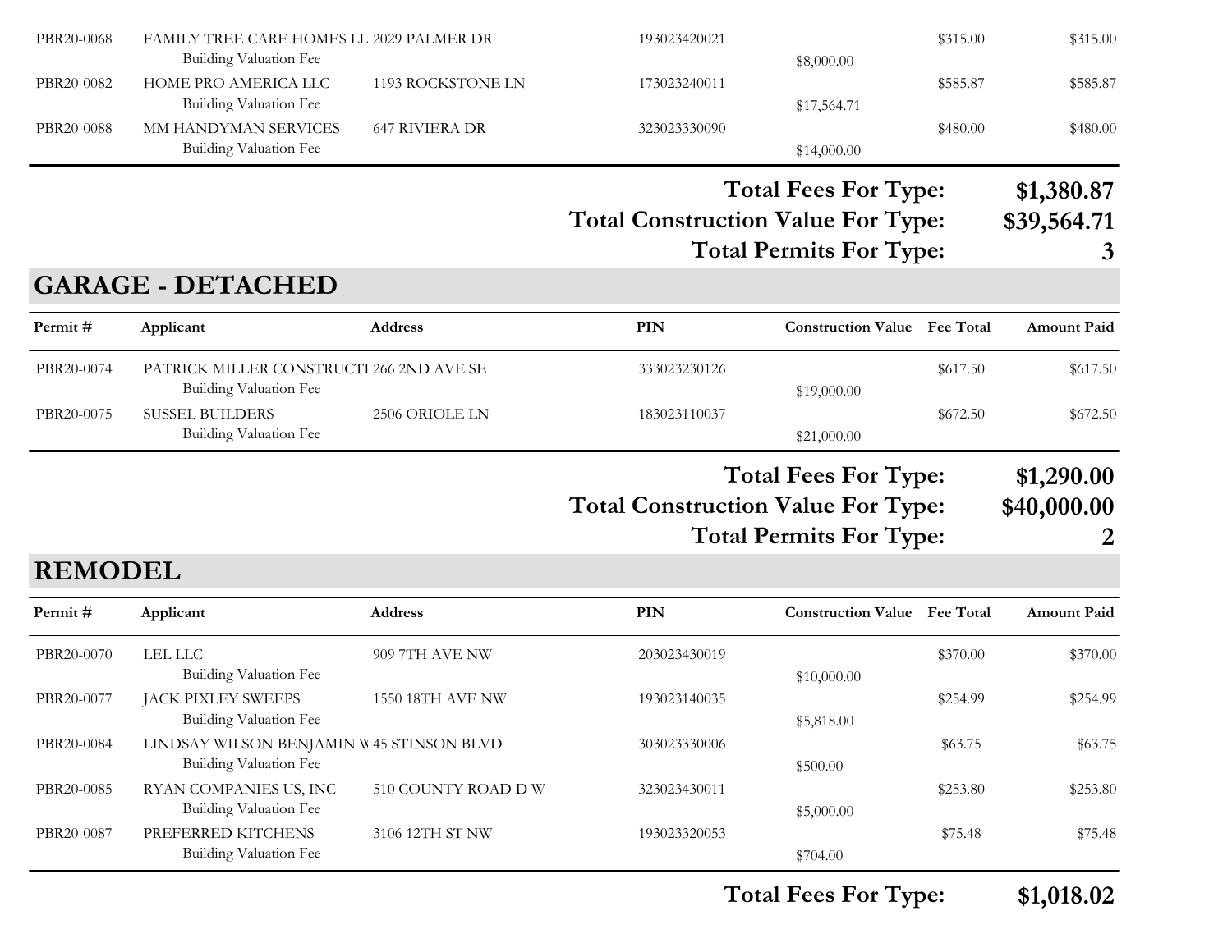| Permit # | Applicant | Address | PIN | Construction Value | Fee Total | Amount Paid |
|---|---|---|---|---|---|---|
| PBR20-0068 | FAMILY TREE CARE HOMES LL | 2029 PALMER DR | 193023420021 | | $315.00 | $315.00 |
| | Building Valuation Fee | | | $8,000.00 | | |
| PBR20-0082 | HOME PRO AMERICA LLC | 1193 ROCKSTONE LN | 173023240011 | | $585.87 | $585.87 |
| | Building Valuation Fee | | | $17,564.71 | | |
| PBR20-0088 | MM HANDYMAN SERVICES | 647 RIVIERA DR | 323023330090 | | $480.00 | $480.00 |
| | Building Valuation Fee | | | $14,000.00 | | |

**Total Fees For Type: $1,380.87**

**Total Construction Value For Type: $39,564.71**

**Total Permits For Type: 3**

## GARAGE - DETACHED

| Permit # | Applicant | Address | PIN | Construction Value | Fee Total | Amount Paid |
|---|---|---|---|---|---|---|
| PBR20-0074 | PATRICK MILLER CONSTRUCTI | 266 2ND AVE SE | 333023230126 | | $617.50 | $617.50 |
| | Building Valuation Fee | | | $19,000.00 | | |
| PBR20-0075 | SUSSEL BUILDERS | 2506 ORIOLE LN | 183023110037 | | $672.50 | $672.50 |
| | Building Valuation Fee | | | $21,000.00 | | |

**Total Fees For Type: $1,290.00**

**Total Construction Value For Type: $40,000.00**

**Total Permits For Type: 2**

## REMODEL

| Permit # | Applicant | Address | PIN | Construction Value | Fee Total | Amount Paid |
|---|---|---|---|---|---|---|
| PBR20-0070 | LEL LLC | 909 7TH AVE NW | 203023430019 | | $370.00 | $370.00 |
| | Building Valuation Fee | | | $10,000.00 | | |
| PBR20-0077 | JACK PIXLEY SWEEPS | 1550 18TH AVE NW | 193023140035 | | $254.99 | $254.99 |
| | Building Valuation Fee | | | $5,818.00 | | |
| PBR20-0084 | LINDSAY WILSON BENJAMIN W | 45 STINSON BLVD | 303023330006 | | $63.75 | $63.75 |
| | Building Valuation Fee | | | $500.00 | | |
| PBR20-0085 | RYAN COMPANIES US, INC | 510 COUNTY ROAD D W | 323023430011 | | $253.80 | $253.80 |
| | Building Valuation Fee | | | $5,000.00 | | |
| PBR20-0087 | PREFERRED KITCHENS | 3106 12TH ST NW | 193023320053 | | $75.48 | $75.48 |
| | Building Valuation Fee | | | $704.00 | | |

**Total Fees For Type: $1,018.02**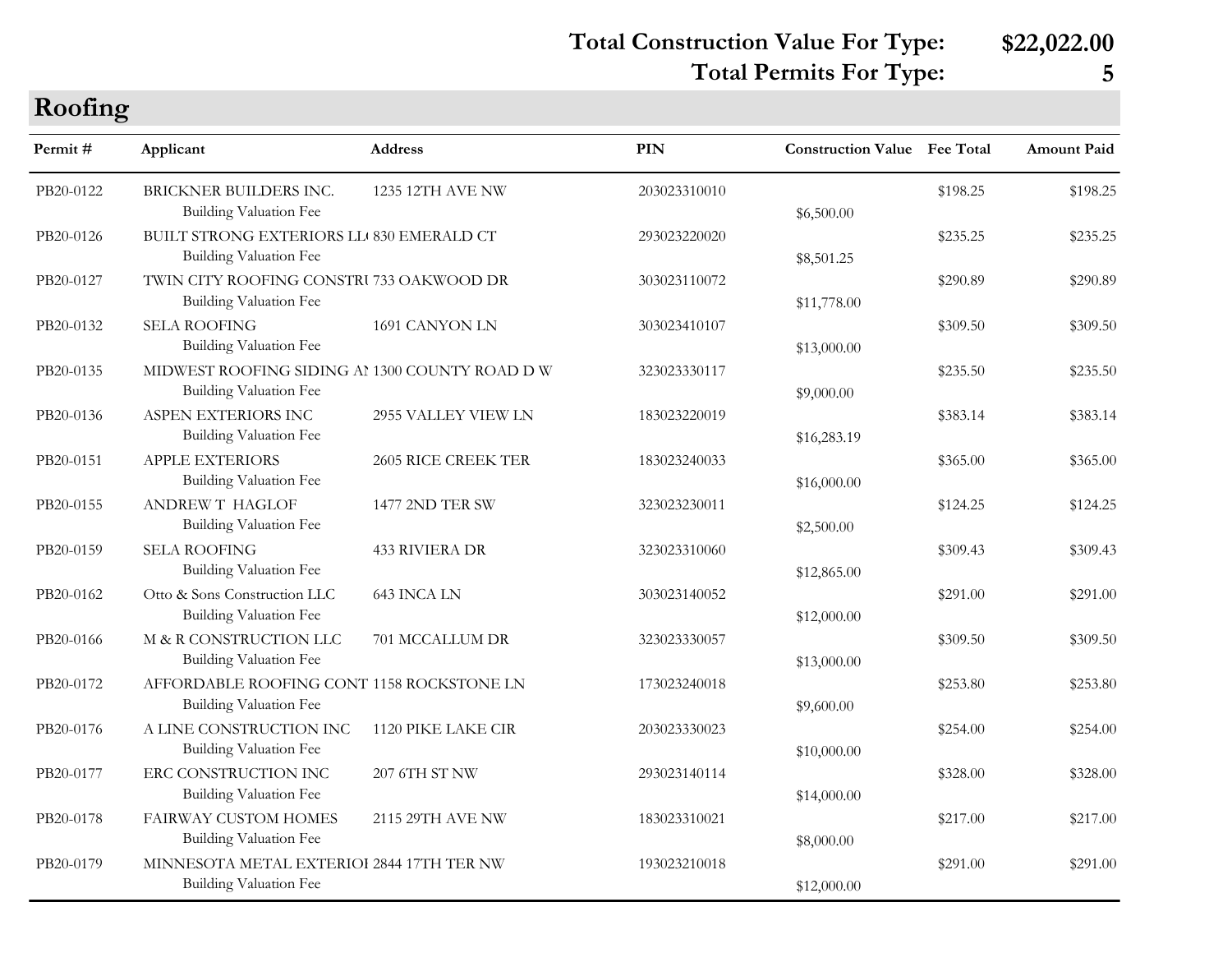**Total Construction Value For Type: $22,022.00**
**Total Permits For Type: 5**

## Roofing

| Permit # | Applicant | Address | PIN | Construction Value | Fee Total | Amount Paid |
|---|---|---|---|---|---|---|
| PB20-0122 | BRICKNER BUILDERS INC. | 1235 12TH AVE NW | 203023310010 | | $198.25 | $198.25 |
| | Building Valuation Fee | | | $6,500.00 | | |
| PB20-0126 | BUILT STRONG EXTERIORS LL( | 830 EMERALD CT | 293023220020 | | $235.25 | $235.25 |
| | Building Valuation Fee | | | $8,501.25 | | |
| PB20-0127 | TWIN CITY ROOFING CONSTRU | 733 OAKWOOD DR | 303023110072 | | $290.89 | $290.89 |
| | Building Valuation Fee | | | $11,778.00 | | |
| PB20-0132 | SELA ROOFING | 1691 CANYON LN | 303023410107 | | $309.50 | $309.50 |
| | Building Valuation Fee | | | $13,000.00 | | |
| PB20-0135 | MIDWEST ROOFING SIDING AI | 1300 COUNTY ROAD D W | 323023330117 | | $235.50 | $235.50 |
| | Building Valuation Fee | | | $9,000.00 | | |
| PB20-0136 | ASPEN EXTERIORS INC | 2955 VALLEY VIEW LN | 183023220019 | | $383.14 | $383.14 |
| | Building Valuation Fee | | | $16,283.19 | | |
| PB20-0151 | APPLE EXTERIORS | 2605 RICE CREEK TER | 183023240033 | | $365.00 | $365.00 |
| | Building Valuation Fee | | | $16,000.00 | | |
| PB20-0155 | ANDREW T HAGLOF | 1477 2ND TER SW | 323023230011 | | $124.25 | $124.25 |
| | Building Valuation Fee | | | $2,500.00 | | |
| PB20-0159 | SELA ROOFING | 433 RIVIERA DR | 323023310060 | | $309.43 | $309.43 |
| | Building Valuation Fee | | | $12,865.00 | | |
| PB20-0162 | Otto & Sons Construction LLC | 643 INCA LN | 303023140052 | | $291.00 | $291.00 |
| | Building Valuation Fee | | | $12,000.00 | | |
| PB20-0166 | M & R CONSTRUCTION LLC | 701 MCCALLUM DR | 323023330057 | | $309.50 | $309.50 |
| | Building Valuation Fee | | | $13,000.00 | | |
| PB20-0172 | AFFORDABLE ROOFING CONT | 1158 ROCKSTONE LN | 173023240018 | | $253.80 | $253.80 |
| | Building Valuation Fee | | | $9,600.00 | | |
| PB20-0176 | A LINE CONSTRUCTION INC | 1120 PIKE LAKE CIR | 203023330023 | | $254.00 | $254.00 |
| | Building Valuation Fee | | | $10,000.00 | | |
| PB20-0177 | ERC CONSTRUCTION INC | 207 6TH ST NW | 293023140114 | | $328.00 | $328.00 |
| | Building Valuation Fee | | | $14,000.00 | | |
| PB20-0178 | FAIRWAY CUSTOM HOMES | 2115 29TH AVE NW | 183023310021 | | $217.00 | $217.00 |
| | Building Valuation Fee | | | $8,000.00 | | |
| PB20-0179 | MINNESOTA METAL EXTERIOI | 2844 17TH TER NW | 193023210018 | | $291.00 | $291.00 |
| | Building Valuation Fee | | | $12,000.00 | | |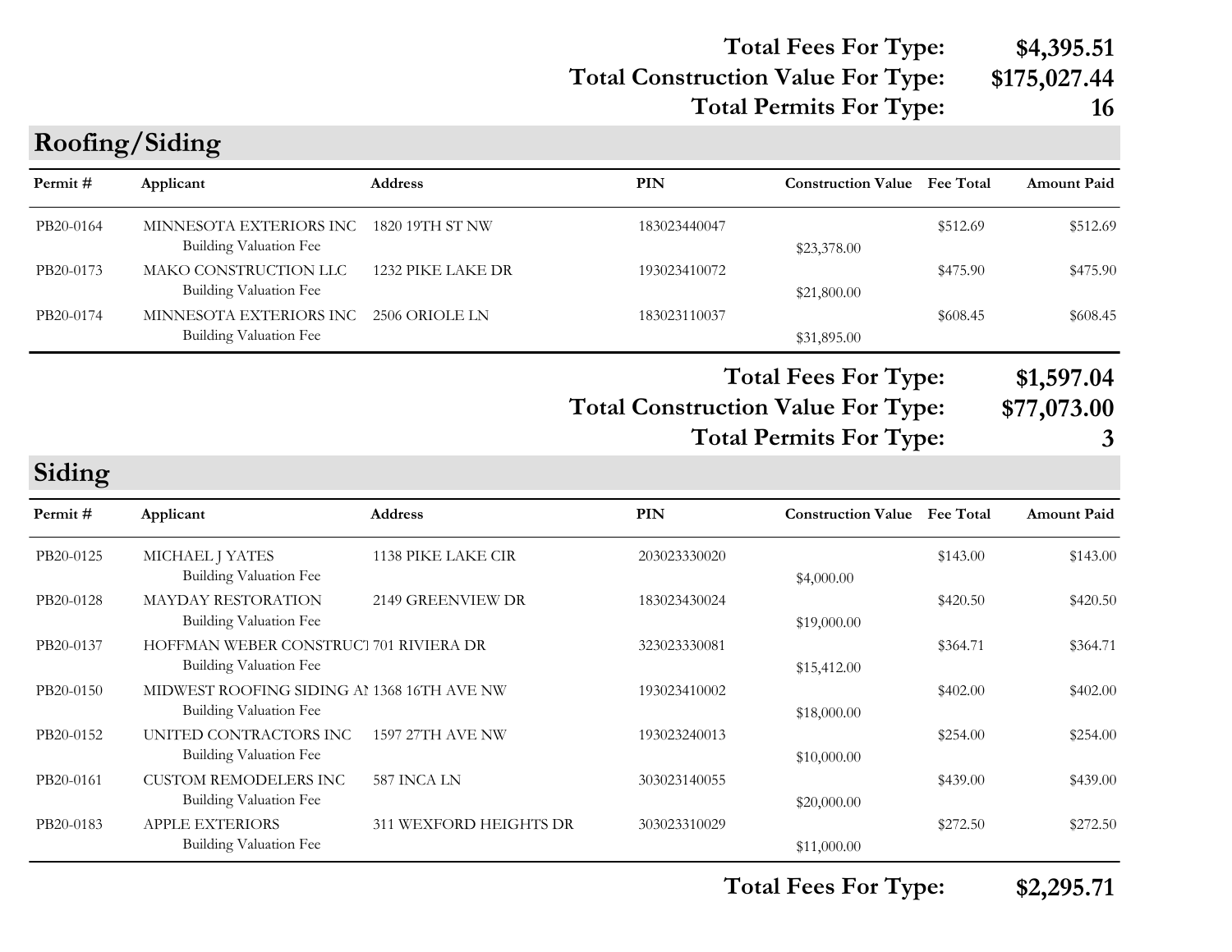**Total Fees For Type:** **$4,395.51**
**Total Construction Value For Type:** **$175,027.44**
**Total Permits For Type:** **16**

## Roofing/Siding

| Permit # | Applicant | Address | PIN | Construction Value | Fee Total | Amount Paid |
|---|---|---|---|---|---|---|
| PB20-0164 | MINNESOTA EXTERIORS INC | 1820 19TH ST NW | 183023440047 | | $512.69 | $512.69 |
| | Building Valuation Fee | | | $23,378.00 | | |
| PB20-0173 | MAKO CONSTRUCTION LLC | 1232 PIKE LAKE DR | 193023410072 | | $475.90 | $475.90 |
| | Building Valuation Fee | | | $21,800.00 | | |
| PB20-0174 | MINNESOTA EXTERIORS INC | 2506 ORIOLE LN | 183023110037 | | $608.45 | $608.45 |
| | Building Valuation Fee | | | $31,895.00 | | |

**Total Fees For Type:** **$1,597.04**
**Total Construction Value For Type:** **$77,073.00**
**Total Permits For Type:** **3**

## Siding

| Permit # | Applicant | Address | PIN | Construction Value | Fee Total | Amount Paid |
|---|---|---|---|---|---|---|
| PB20-0125 | MICHAEL J YATES | 1138 PIKE LAKE CIR | 203023330020 | | $143.00 | $143.00 |
| | Building Valuation Fee | | | $4,000.00 | | |
| PB20-0128 | MAYDAY RESTORATION | 2149 GREENVIEW DR | 183023430024 | | $420.50 | $420.50 |
| | Building Valuation Fee | | | $19,000.00 | | |
| PB20-0137 | HOFFMAN WEBER CONSTRUCT | 701 RIVIERA DR | 323023330081 | | $364.71 | $364.71 |
| | Building Valuation Fee | | | $15,412.00 | | |
| PB20-0150 | MIDWEST ROOFING SIDING AN | 1368 16TH AVE NW | 193023410002 | | $402.00 | $402.00 |
| | Building Valuation Fee | | | $18,000.00 | | |
| PB20-0152 | UNITED CONTRACTORS INC | 1597 27TH AVE NW | 193023240013 | | $254.00 | $254.00 |
| | Building Valuation Fee | | | $10,000.00 | | |
| PB20-0161 | CUSTOM REMODELERS INC | 587 INCA LN | 303023140055 | | $439.00 | $439.00 |
| | Building Valuation Fee | | | $20,000.00 | | |
| PB20-0183 | APPLE EXTERIORS | 311 WEXFORD HEIGHTS DR | 303023310029 | | $272.50 | $272.50 |
| | Building Valuation Fee | | | $11,000.00 | | |

**Total Fees For Type:** **$2,295.71**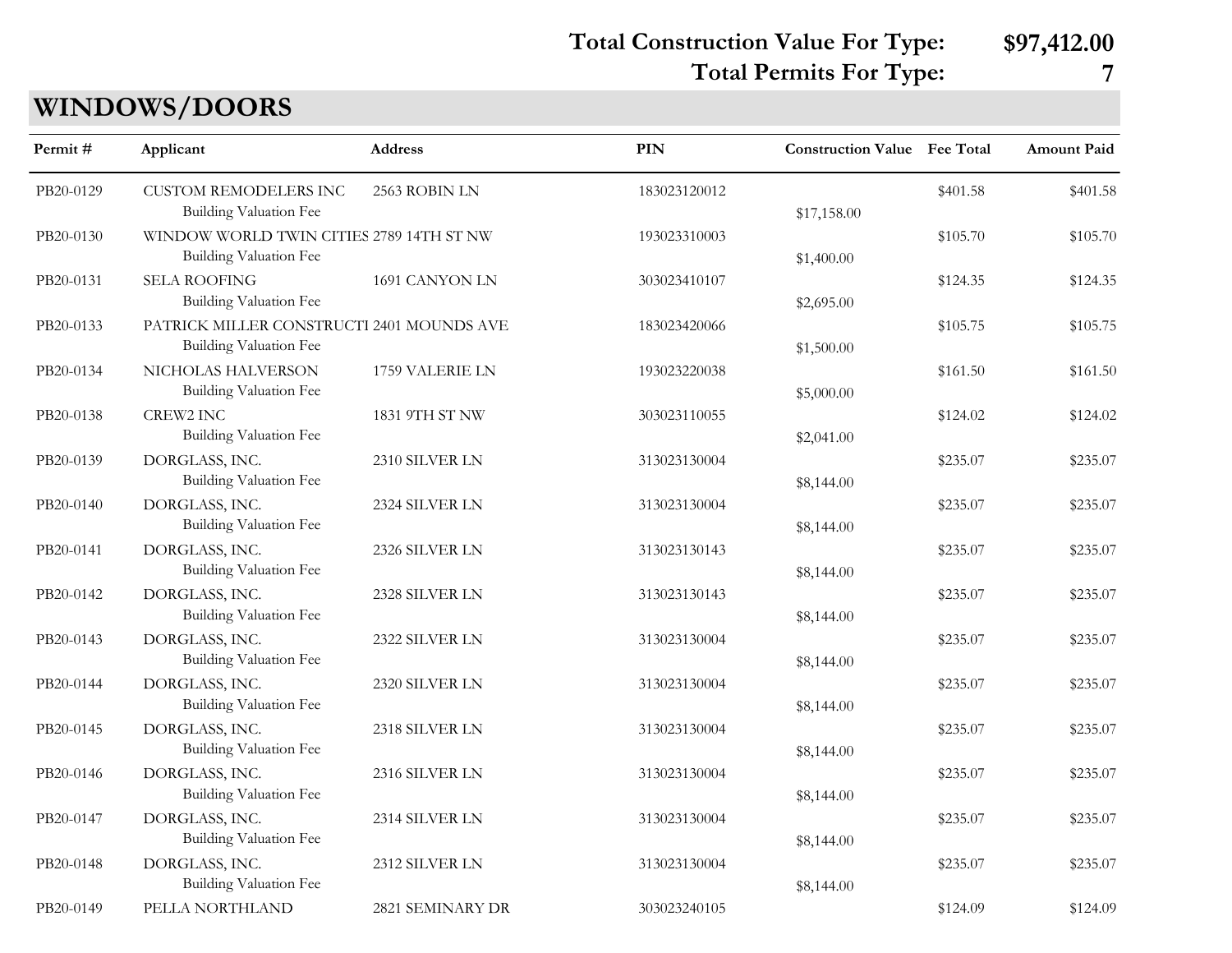**Total Construction Value For Type: $97,412.00**

**Total Permits For Type: 7**

## WINDOWS/DOORS

| Permit # | Applicant | Address | PIN | Construction Value | Fee Total | Amount Paid |
|---|---|---|---|---|---|---|
| PB20-0129 | CUSTOM REMODELERS INC | 2563 ROBIN LN | 183023120012 | | $401.58 | $401.58 |
| | Building Valuation Fee | | | $17,158.00 | | |
| PB20-0130 | WINDOW WORLD TWIN CITIES | 2789 14TH ST NW | 193023310003 | | $105.70 | $105.70 |
| | Building Valuation Fee | | | $1,400.00 | | |
| PB20-0131 | SELA ROOFING | 1691 CANYON LN | 303023410107 | | $124.35 | $124.35 |
| | Building Valuation Fee | | | $2,695.00 | | |
| PB20-0133 | PATRICK MILLER CONSTRUCTI | 2401 MOUNDS AVE | 183023420066 | | $105.75 | $105.75 |
| | Building Valuation Fee | | | $1,500.00 | | |
| PB20-0134 | NICHOLAS HALVERSON | 1759 VALERIE LN | 193023220038 | | $161.50 | $161.50 |
| | Building Valuation Fee | | | $5,000.00 | | |
| PB20-0138 | CREW2 INC | 1831 9TH ST NW | 303023110055 | | $124.02 | $124.02 |
| | Building Valuation Fee | | | $2,041.00 | | |
| PB20-0139 | DORGLASS, INC. | 2310 SILVER LN | 313023130004 | | $235.07 | $235.07 |
| | Building Valuation Fee | | | $8,144.00 | | |
| PB20-0140 | DORGLASS, INC. | 2324 SILVER LN | 313023130004 | | $235.07 | $235.07 |
| | Building Valuation Fee | | | $8,144.00 | | |
| PB20-0141 | DORGLASS, INC. | 2326 SILVER LN | 313023130143 | | $235.07 | $235.07 |
| | Building Valuation Fee | | | $8,144.00 | | |
| PB20-0142 | DORGLASS, INC. | 2328 SILVER LN | 313023130143 | | $235.07 | $235.07 |
| | Building Valuation Fee | | | $8,144.00 | | |
| PB20-0143 | DORGLASS, INC. | 2322 SILVER LN | 313023130004 | | $235.07 | $235.07 |
| | Building Valuation Fee | | | $8,144.00 | | |
| PB20-0144 | DORGLASS, INC. | 2320 SILVER LN | 313023130004 | | $235.07 | $235.07 |
| | Building Valuation Fee | | | $8,144.00 | | |
| PB20-0145 | DORGLASS, INC. | 2318 SILVER LN | 313023130004 | | $235.07 | $235.07 |
| | Building Valuation Fee | | | $8,144.00 | | |
| PB20-0146 | DORGLASS, INC. | 2316 SILVER LN | 313023130004 | | $235.07 | $235.07 |
| | Building Valuation Fee | | | $8,144.00 | | |
| PB20-0147 | DORGLASS, INC. | 2314 SILVER LN | 313023130004 | | $235.07 | $235.07 |
| | Building Valuation Fee | | | $8,144.00 | | |
| PB20-0148 | DORGLASS, INC. | 2312 SILVER LN | 313023130004 | | $235.07 | $235.07 |
| | Building Valuation Fee | | | $8,144.00 | | |
| PB20-0149 | PELLA NORTHLAND | 2821 SEMINARY DR | 303023240105 | | $124.09 | $124.09 |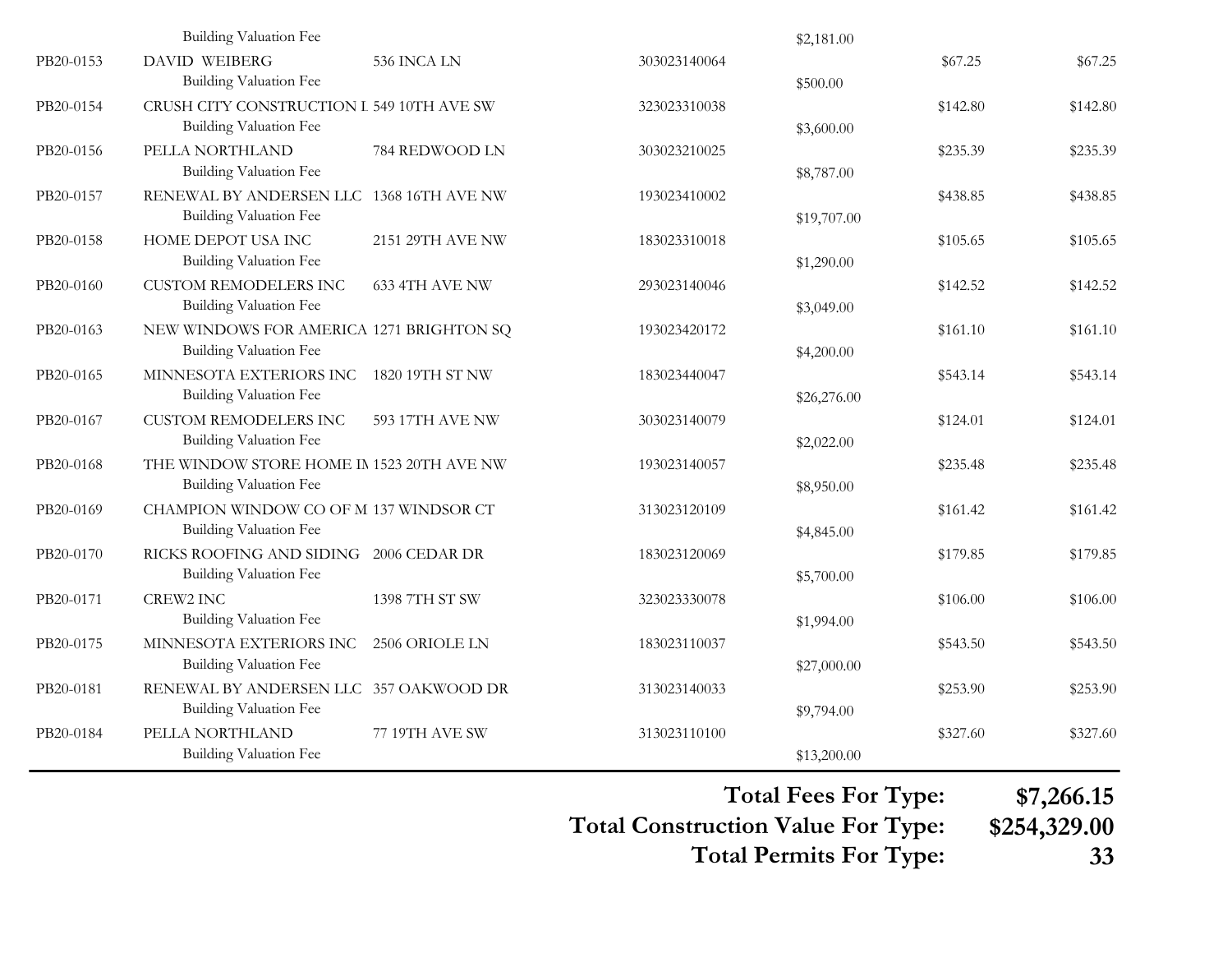| | | | | | | |
|---|---|---|---|---|---|---|
| | Building Valuation Fee | | | $2,181.00 | | |
| PB20-0153 | DAVID WEIBERG | 536 INCA LN | 303023140064 | | $67.25 | $67.25 |
| | Building Valuation Fee | | | $500.00 | | |
| PB20-0154 | CRUSH CITY CONSTRUCTION I | 549 10TH AVE SW | 323023310038 | | $142.80 | $142.80 |
| | Building Valuation Fee | | | $3,600.00 | | |
| PB20-0156 | PELLA NORTHLAND | 784 REDWOOD LN | 303023210025 | | $235.39 | $235.39 |
| | Building Valuation Fee | | | $8,787.00 | | |
| PB20-0157 | RENEWAL BY ANDERSEN LLC | 1368 16TH AVE NW | 193023410002 | | $438.85 | $438.85 |
| | Building Valuation Fee | | | $19,707.00 | | |
| PB20-0158 | HOME DEPOT USA INC | 2151 29TH AVE NW | 183023310018 | | $105.65 | $105.65 |
| | Building Valuation Fee | | | $1,290.00 | | |
| PB20-0160 | CUSTOM REMODELERS INC | 633 4TH AVE NW | 293023140046 | | $142.52 | $142.52 |
| | Building Valuation Fee | | | $3,049.00 | | |
| PB20-0163 | NEW WINDOWS FOR AMERICA | 1271 BRIGHTON SQ | 193023420172 | | $161.10 | $161.10 |
| | Building Valuation Fee | | | $4,200.00 | | |
| PB20-0165 | MINNESOTA EXTERIORS INC | 1820 19TH ST NW | 183023440047 | | $543.14 | $543.14 |
| | Building Valuation Fee | | | $26,276.00 | | |
| PB20-0167 | CUSTOM REMODELERS INC | 593 17TH AVE NW | 303023140079 | | $124.01 | $124.01 |
| | Building Valuation Fee | | | $2,022.00 | | |
| PB20-0168 | THE WINDOW STORE HOME IN | 1523 20TH AVE NW | 193023140057 | | $235.48 | $235.48 |
| | Building Valuation Fee | | | $8,950.00 | | |
| PB20-0169 | CHAMPION WINDOW CO OF M | 137 WINDSOR CT | 313023120109 | | $161.42 | $161.42 |
| | Building Valuation Fee | | | $4,845.00 | | |
| PB20-0170 | RICKS ROOFING AND SIDING | 2006 CEDAR DR | 183023120069 | | $179.85 | $179.85 |
| | Building Valuation Fee | | | $5,700.00 | | |
| PB20-0171 | CREW2 INC | 1398 7TH ST SW | 323023330078 | | $106.00 | $106.00 |
| | Building Valuation Fee | | | $1,994.00 | | |
| PB20-0175 | MINNESOTA EXTERIORS INC | 2506 ORIOLE LN | 183023110037 | | $543.50 | $543.50 |
| | Building Valuation Fee | | | $27,000.00 | | |
| PB20-0181 | RENEWAL BY ANDERSEN LLC | 357 OAKWOOD DR | 313023140033 | | $253.90 | $253.90 |
| | Building Valuation Fee | | | $9,794.00 | | |
| PB20-0184 | PELLA NORTHLAND | 77 19TH AVE SW | 313023110100 | | $327.60 | $327.60 |
| | Building Valuation Fee | | | $13,200.00 | | |

**Total Fees For Type: $7,266.15**

**Total Construction Value For Type: $254,329.00**

**Total Permits For Type: 33**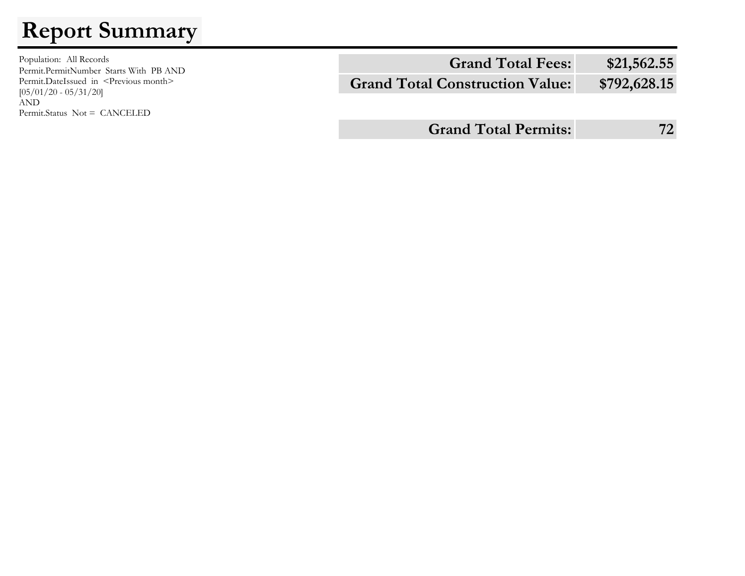# Report Summary

Population: All Records
Permit.PermitNumber Starts With PB AND
Permit.DateIssued in <Previous month>
[05/01/20 - 05/31/20]
AND
Permit.Status Not = CANCELED

| | |
|---|---|
| **Grand Total Fees:** | **$21,562.55** |
| **Grand Total Construction Value:** | **$792,628.15** |
| **Grand Total Permits:** | **72** |